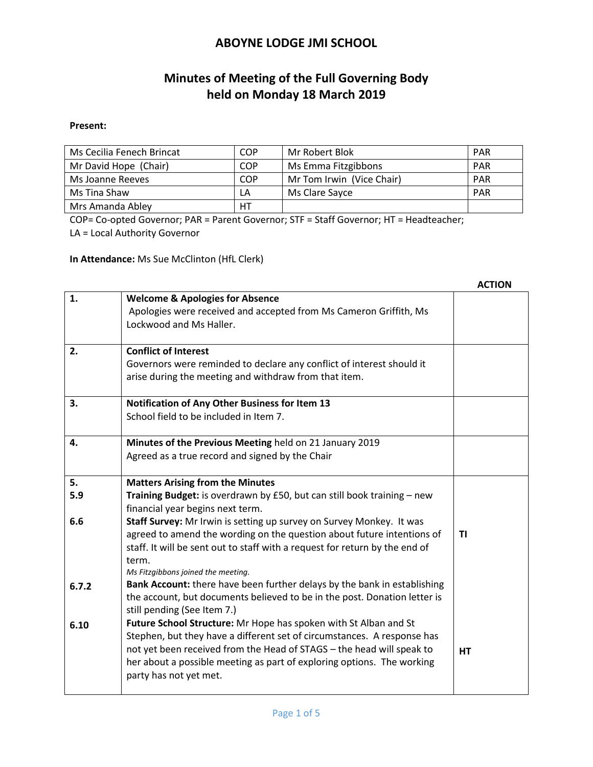# ABOYNE LODGE JMI SCHOOL

## Minutes of Meeting of the Full Governing Body held on Monday 18 March 2019

**Present:**

| | | | |
|---|---|---|---|
| Ms Cecilia Fenech Brincat | COP | Mr Robert Blok | PAR |
| Mr David Hope (Chair) | COP | Ms Emma Fitzgibbons | PAR |
| Ms Joanne Reeves | COP | Mr Tom Irwin (Vice Chair) | PAR |
| Ms Tina Shaw | LA | Ms Clare Sayce | PAR |
| Mrs Amanda Abley | HT | | |

COP= Co-opted Governor; PAR = Parent Governor; STF = Staff Governor; HT = Headteacher; LA = Local Authority Governor

**In Attendance:** Ms Sue McClinton (HfL Clerk)

| | | ACTION |
|---|---|---|
| 1. | **Welcome & Apologies for Absence**<br>Apologies were received and accepted from Ms Cameron Griffith, Ms Lockwood and Ms Haller. | |
| 2. | **Conflict of Interest**<br>Governors were reminded to declare any conflict of interest should it arise during the meeting and withdraw from that item. | |
| 3. | **Notification of Any Other Business for Item 13**<br>School field to be included in Item 7. | |
| 4. | **Minutes of the Previous Meeting** held on 21 January 2019<br>Agreed as a true record and signed by the Chair | |
| 5.<br>5.9 | **Matters Arising from the Minutes**<br>**Training Budget:** is overdrawn by £50, but can still book training – new financial year begins next term. | |
| 6.6 | **Staff Survey:** Mr Irwin is setting up survey on Survey Monkey. It was agreed to amend the wording on the question about future intentions of staff. It will be sent out to staff with a request for return by the end of term.<br>*Ms Fitzgibbons joined the meeting.* | TI |
| 6.7.2 | **Bank Account:** there have been further delays by the bank in establishing the account, but documents believed to be in the post. Donation letter is still pending (See Item 7.) | |
| 6.10 | **Future School Structure:** Mr Hope has spoken with St Alban and St Stephen, but they have a different set of circumstances. A response has not yet been received from the Head of STAGS – the head will speak to her about a possible meeting as part of exploring options. The working party has not yet met. | HT |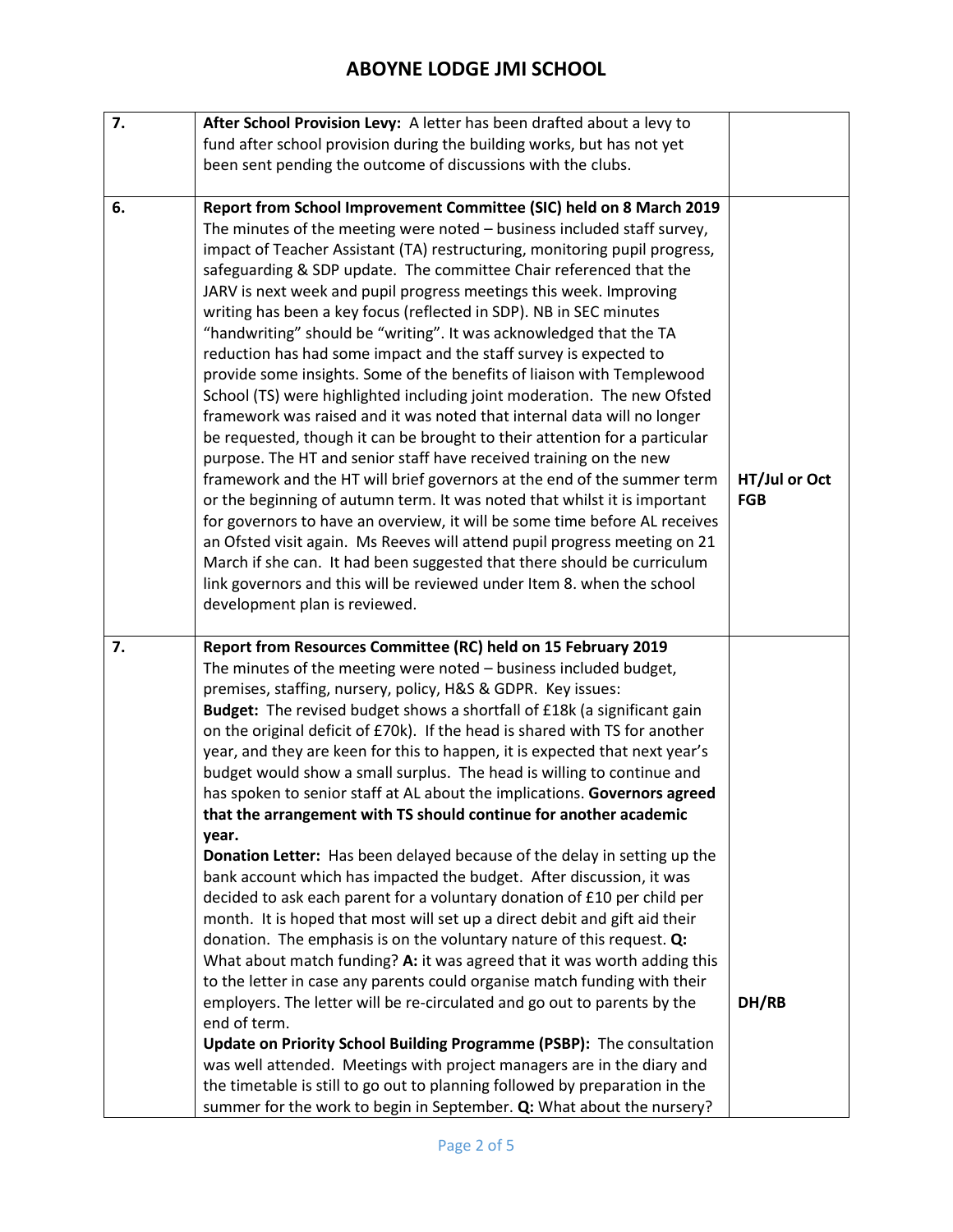| | | |
|---|---|---|
| 7. | **After School Provision Levy:** A letter has been drafted about a levy to fund after school provision during the building works, but has not yet been sent pending the outcome of discussions with the clubs. | |
| 6. | **Report from School Improvement Committee (SIC) held on 8 March 2019** The minutes of the meeting were noted – business included staff survey, impact of Teacher Assistant (TA) restructuring, monitoring pupil progress, safeguarding & SDP update. The committee Chair referenced that the JARV is next week and pupil progress meetings this week. Improving writing has been a key focus (reflected in SDP). NB in SEC minutes "handwriting" should be "writing". It was acknowledged that the TA reduction has had some impact and the staff survey is expected to provide some insights. Some of the benefits of liaison with Templewood School (TS) were highlighted including joint moderation. The new Ofsted framework was raised and it was noted that internal data will no longer be requested, though it can be brought to their attention for a particular purpose. The HT and senior staff have received training on the new framework and the HT will brief governors at the end of the summer term or the beginning of autumn term. It was noted that whilst it is important for governors to have an overview, it will be some time before AL receives an Ofsted visit again. Ms Reeves will attend pupil progress meeting on 21 March if she can. It had been suggested that there should be curriculum link governors and this will be reviewed under Item 8. when the school development plan is reviewed. | **HT/Jul or Oct FGB** |
| 7. | **Report from Resources Committee (RC) held on 15 February 2019** The minutes of the meeting were noted – business included budget, premises, staffing, nursery, policy, H&S & GDPR. Key issues: **Budget:** The revised budget shows a shortfall of £18k (a significant gain on the original deficit of £70k). If the head is shared with TS for another year, and they are keen for this to happen, it is expected that next year's budget would show a small surplus. The head is willing to continue and has spoken to senior staff at AL about the implications. **Governors agreed that the arrangement with TS should continue for another academic year.** **Donation Letter:** Has been delayed because of the delay in setting up the bank account which has impacted the budget. After discussion, it was decided to ask each parent for a voluntary donation of £10 per child per month. It is hoped that most will set up a direct debit and gift aid their donation. The emphasis is on the voluntary nature of this request. **Q:** What about match funding? **A:** it was agreed that it was worth adding this to the letter in case any parents could organise match funding with their employers. The letter will be re-circulated and go out to parents by the end of term. **Update on Priority School Building Programme (PSBP):** The consultation was well attended. Meetings with project managers are in the diary and the timetable is still to go out to planning followed by preparation in the summer for the work to begin in September. **Q:** What about the nursery? | **DH/RB** |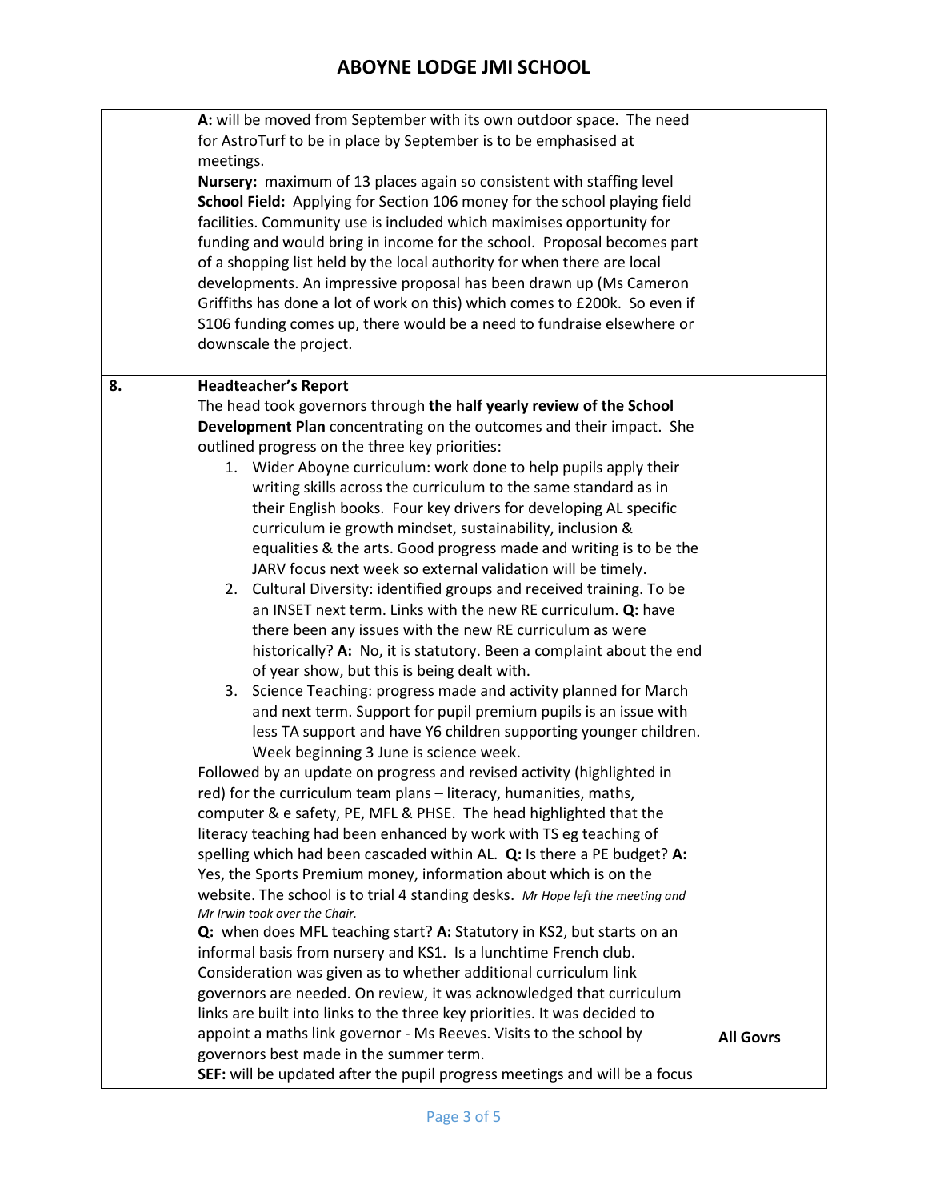| | | |
|---|---|---|
| | **A:** will be moved from September with its own outdoor space. The need for AstroTurf to be in place by September is to be emphasised at meetings.<br>**Nursery:** maximum of 13 places again so consistent with staffing level<br>**School Field:** Applying for Section 106 money for the school playing field facilities. Community use is included which maximises opportunity for funding and would bring in income for the school. Proposal becomes part of a shopping list held by the local authority for when there are local developments. An impressive proposal has been drawn up (Ms Cameron Griffiths has done a lot of work on this) which comes to £200k. So even if S106 funding comes up, there would be a need to fundraise elsewhere or downscale the project. | |
| 8. | **Headteacher's Report**<br>The head took governors through **the half yearly review of the School Development Plan** concentrating on the outcomes and their impact. She outlined progress on the three key priorities:<br>1. Wider Aboyne curriculum: work done to help pupils apply their writing skills across the curriculum to the same standard as in their English books. Four key drivers for developing AL specific curriculum ie growth mindset, sustainability, inclusion & equalities & the arts. Good progress made and writing is to be the JARV focus next week so external validation will be timely.<br>2. Cultural Diversity: identified groups and received training. To be an INSET next term. Links with the new RE curriculum. **Q:** have there been any issues with the new RE curriculum as were historically? **A:** No, it is statutory. Been a complaint about the end of year show, but this is being dealt with.<br>3. Science Teaching: progress made and activity planned for March and next term. Support for pupil premium pupils is an issue with less TA support and have Y6 children supporting younger children. Week beginning 3 June is science week.<br>Followed by an update on progress and revised activity (highlighted in red) for the curriculum team plans – literacy, humanities, maths, computer & e safety, PE, MFL & PHSE. The head highlighted that the literacy teaching had been enhanced by work with TS eg teaching of spelling which had been cascaded within AL. **Q:** Is there a PE budget? **A:** Yes, the Sports Premium money, information about which is on the website. The school is to trial 4 standing desks. *Mr Hope left the meeting and Mr Irwin took over the Chair.*<br>**Q:** when does MFL teaching start? **A:** Statutory in KS2, but starts on an informal basis from nursery and KS1. Is a lunchtime French club.<br>Consideration was given as to whether additional curriculum link governors are needed. On review, it was acknowledged that curriculum links are built into links to the three key priorities. It was decided to appoint a maths link governor - Ms Reeves. Visits to the school by governors best made in the summer term.<br>**SEF:** will be updated after the pupil progress meetings and will be a focus | **All Govrs** |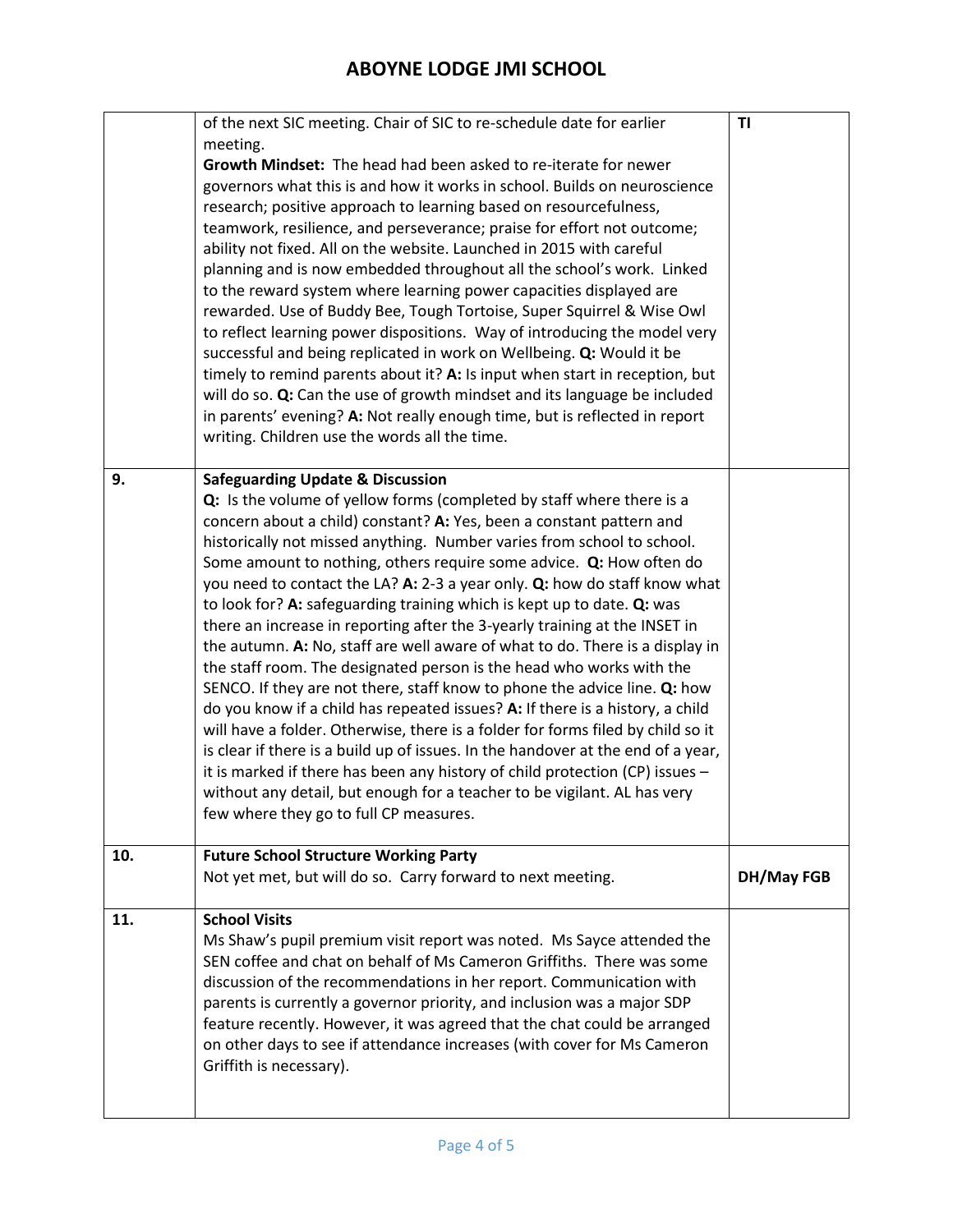| | | |
|---|---|---|
| | of the next SIC meeting. Chair of SIC to re-schedule date for earlier meeting.<br>**Growth Mindset:** The head had been asked to re-iterate for newer governors what this is and how it works in school. Builds on neuroscience research; positive approach to learning based on resourcefulness, teamwork, resilience, and perseverance; praise for effort not outcome; ability not fixed. All on the website. Launched in 2015 with careful planning and is now embedded throughout all the school's work. Linked to the reward system where learning power capacities displayed are rewarded. Use of Buddy Bee, Tough Tortoise, Super Squirrel & Wise Owl to reflect learning power dispositions. Way of introducing the model very successful and being replicated in work on Wellbeing. **Q:** Would it be timely to remind parents about it? **A:** Is input when start in reception, but will do so. **Q:** Can the use of growth mindset and its language be included in parents' evening? **A:** Not really enough time, but is reflected in report writing. Children use the words all the time. | **TI** |
| **9.** | **Safeguarding Update & Discussion**<br>**Q:** Is the volume of yellow forms (completed by staff where there is a concern about a child) constant? **A:** Yes, been a constant pattern and historically not missed anything. Number varies from school to school. Some amount to nothing, others require some advice. **Q:** How often do you need to contact the LA? **A:** 2-3 a year only. **Q:** how do staff know what to look for? **A:** safeguarding training which is kept up to date. **Q:** was there an increase in reporting after the 3-yearly training at the INSET in the autumn. **A:** No, staff are well aware of what to do. There is a display in the staff room. The designated person is the head who works with the SENCO. If they are not there, staff know to phone the advice line. **Q:** how do you know if a child has repeated issues? **A:** If there is a history, a child will have a folder. Otherwise, there is a folder for forms filed by child so it is clear if there is a build up of issues. In the handover at the end of a year, it is marked if there has been any history of child protection (CP) issues – without any detail, but enough for a teacher to be vigilant. AL has very few where they go to full CP measures. | |
| **10.** | **Future School Structure Working Party**<br>Not yet met, but will do so. Carry forward to next meeting. | **DH/May FGB** |
| **11.** | **School Visits**<br>Ms Shaw's pupil premium visit report was noted. Ms Sayce attended the SEN coffee and chat on behalf of Ms Cameron Griffiths. There was some discussion of the recommendations in her report. Communication with parents is currently a governor priority, and inclusion was a major SDP feature recently. However, it was agreed that the chat could be arranged on other days to see if attendance increases (with cover for Ms Cameron Griffith is necessary). | |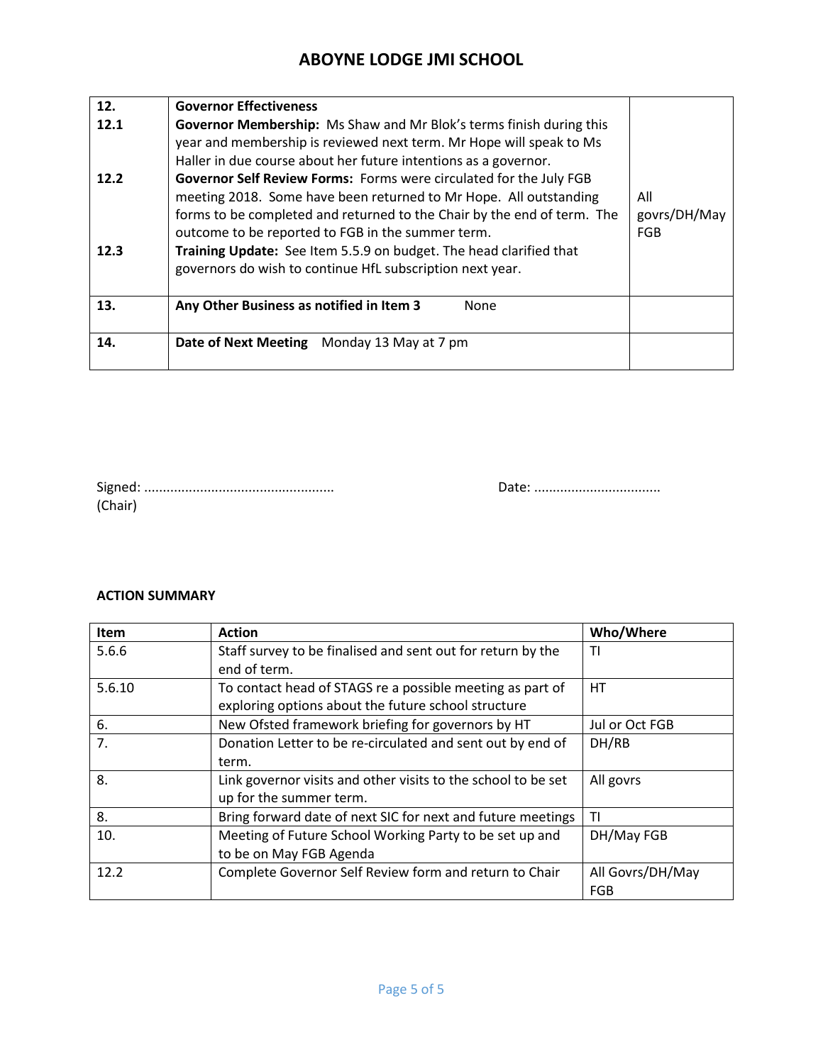| | | |
|---|---|---|
| **12.** | **Governor Effectiveness** | |
| **12.1** | **Governor Membership:** Ms Shaw and Mr Blok's terms finish during this year and membership is reviewed next term. Mr Hope will speak to Ms Haller in due course about her future intentions as a governor. | |
| **12.2** | **Governor Self Review Forms:** Forms were circulated for the July FGB meeting 2018. Some have been returned to Mr Hope. All outstanding forms to be completed and returned to the Chair by the end of term. The outcome to be reported to FGB in the summer term. | All govrs/DH/May FGB |
| **12.3** | **Training Update:** See Item 5.5.9 on budget. The head clarified that governors do wish to continue HfL subscription next year. | |
| **13.** | **Any Other Business as notified in Item 3** None | |
| **14.** | **Date of Next Meeting** Monday 13 May at 7 pm | |

Signed: .................................................. Date: .................................
(Chair)

**ACTION SUMMARY**

| Item | Action | Who/Where |
|---|---|---|
| 5.6.6 | Staff survey to be finalised and sent out for return by the end of term. | TI |
| 5.6.10 | To contact head of STAGS re a possible meeting as part of exploring options about the future school structure | HT |
| 6. | New Ofsted framework briefing for governors by HT | Jul or Oct FGB |
| 7. | Donation Letter to be re-circulated and sent out by end of term. | DH/RB |
| 8. | Link governor visits and other visits to the school to be set up for the summer term. | All govrs |
| 8. | Bring forward date of next SIC for next and future meetings | TI |
| 10. | Meeting of Future School Working Party to be set up and to be on May FGB Agenda | DH/May FGB |
| 12.2 | Complete Governor Self Review form and return to Chair | All Govrs/DH/May FGB |